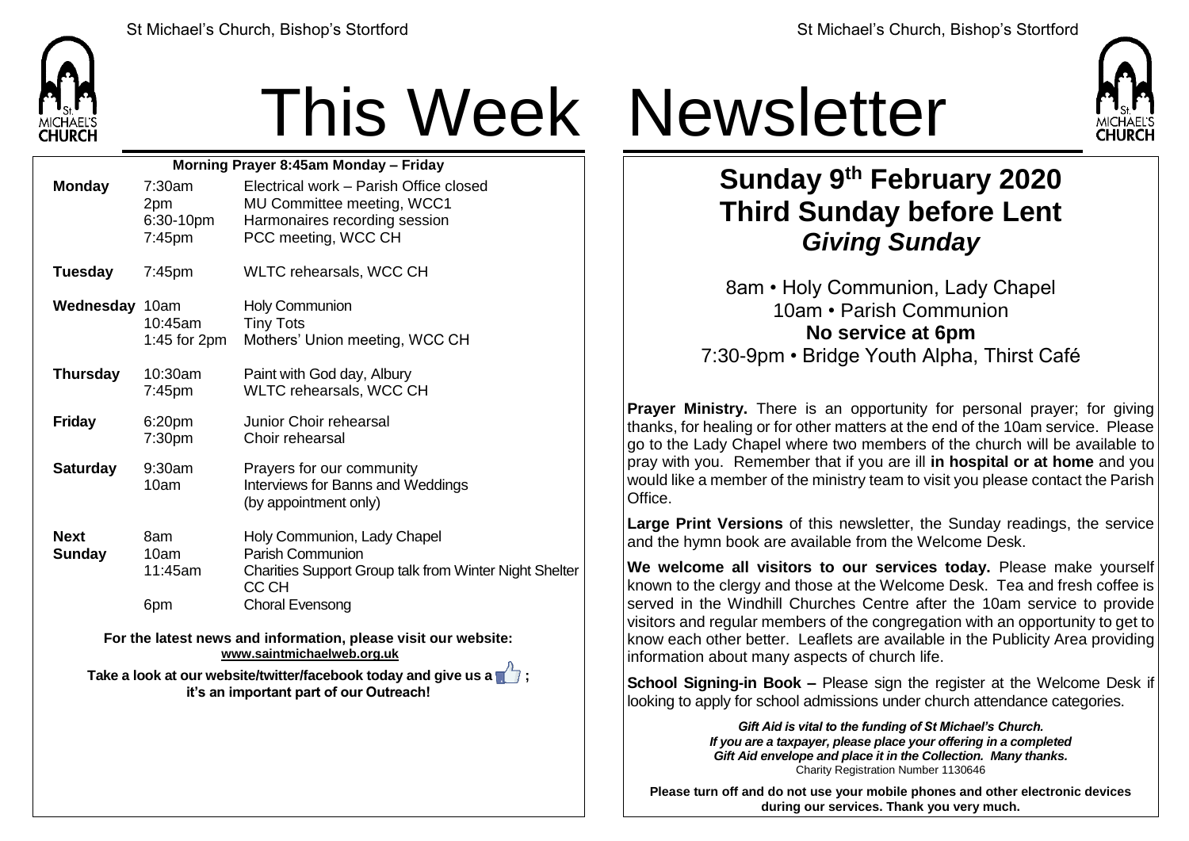# This Week Newsletter

**Morning Prayer 8:45am Monday – Friday**

| | | |
|---|---|---|
| **Monday** | 7:30am | Electrical work – Parish Office closed |
| | 2pm | MU Committee meeting, WCC1 |
| | 6:30-10pm | Harmonaires recording session |
| | 7:45pm | PCC meeting, WCC CH |
| **Tuesday** | 7:45pm | WLTC rehearsals, WCC CH |
| **Wednesday** | 10am | Holy Communion |
| | 10:45am | Tiny Tots |
| | 1:45 for 2pm | Mothers' Union meeting, WCC CH |
| **Thursday** | 10:30am | Paint with God day, Albury |
| | 7:45pm | WLTC rehearsals, WCC CH |
| **Friday** | 6:20pm | Junior Choir rehearsal |
| | 7:30pm | Choir rehearsal |
| **Saturday** | 9:30am | Prayers for our community |
| | 10am | Interviews for Banns and Weddings (by appointment only) |
| **Next Sunday** | 8am | Holy Communion, Lady Chapel |
| | 10am | Parish Communion |
| | 11:45am | Charities Support Group talk from Winter Night Shelter CC CH |
| | 6pm | Choral Evensong |

**For the latest news and information, please visit our website: www.saintmichaelweb.org.uk**

**Take a look at our website/twitter/facebook today and give us a 👍; it's an important part of our Outreach!**

## Sunday 9th February 2020
## Third Sunday before Lent
## *Giving Sunday*

8am • Holy Communion, Lady Chapel
10am • Parish Communion
**No service at 6pm**
7:30-9pm • Bridge Youth Alpha, Thirst Café

**Prayer Ministry.** There is an opportunity for personal prayer; for giving thanks, for healing or for other matters at the end of the 10am service. Please go to the Lady Chapel where two members of the church will be available to pray with you. Remember that if you are ill **in hospital or at home** and you would like a member of the ministry team to visit you please contact the Parish Office.

**Large Print Versions** of this newsletter, the Sunday readings, the service and the hymn book are available from the Welcome Desk.

**We welcome all visitors to our services today.** Please make yourself known to the clergy and those at the Welcome Desk. Tea and fresh coffee is served in the Windhill Churches Centre after the 10am service to provide visitors and regular members of the congregation with an opportunity to get to know each other better. Leaflets are available in the Publicity Area providing information about many aspects of church life.

**School Signing-in Book –** Please sign the register at the Welcome Desk if looking to apply for school admissions under church attendance categories.

***Gift Aid is vital to the funding of St Michael's Church. If you are a taxpayer, please place your offering in a completed Gift Aid envelope and place it in the Collection. Many thanks.***
Charity Registration Number 1130646

**Please turn off and do not use your mobile phones and other electronic devices during our services. Thank you very much.**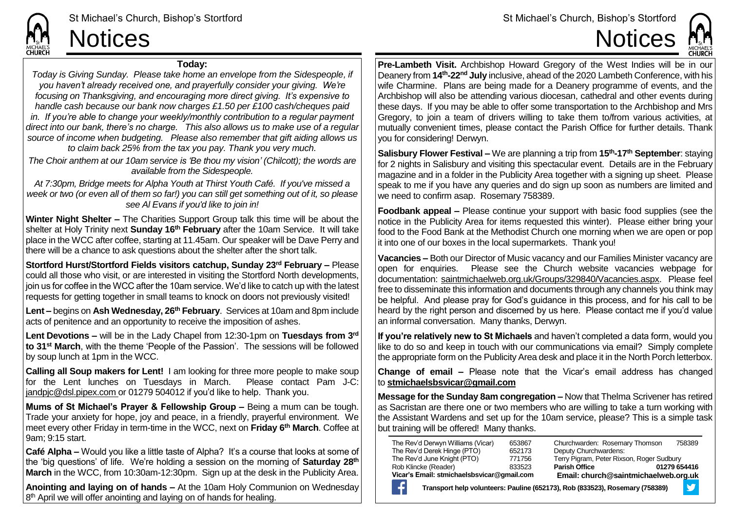# Notices

### Today:

*Today is Giving Sunday. Please take home an envelope from the Sidespeople, if you haven't already received one, and prayerfully consider your giving. We're focusing on Thanksgiving, and encouraging more direct giving. It's expensive to handle cash because our bank now charges £1.50 per £100 cash/cheques paid in. If you're able to change your weekly/monthly contribution to a regular payment direct into our bank, there's no charge. This also allows us to make use of a regular source of income when budgeting. Please also remember that gift aiding allows us to claim back 25% from the tax you pay. Thank you very much.*

*The Choir anthem at our 10am service is 'Be thou my vision' (Chilcott); the words are available from the Sidespeople.*

*At 7:30pm, Bridge meets for Alpha Youth at Thirst Youth Café. If you've missed a week or two (or even all of them so far!) you can still get something out of it, so please see Al Evans if you'd like to join in!*

**Winter Night Shelter –** The Charities Support Group talk this time will be about the shelter at Holy Trinity next **Sunday 16th February** after the 10am Service. It will take place in the WCC after coffee, starting at 11.45am. Our speaker will be Dave Perry and there will be a chance to ask questions about the shelter after the short talk.

**Stortford Hurst/Stortford Fields visitors catchup, Sunday 23rd February –** Please could all those who visit, or are interested in visiting the Stortford North developments, join us for coffee in the WCC after the 10am service. We'd like to catch up with the latest requests for getting together in small teams to knock on doors not previously visited!

**Lent –** begins on **Ash Wednesday, 26th February**. Services at 10am and 8pm include acts of penitence and an opportunity to receive the imposition of ashes.

**Lent Devotions –** will be in the Lady Chapel from 12:30-1pm on **Tuesdays from 3rd to 31st March**, with the theme 'People of the Passion'. The sessions will be followed by soup lunch at 1pm in the WCC.

**Calling all Soup makers for Lent!** I am looking for three more people to make soup for the Lent lunches on Tuesdays in March. Please contact Pam J-C: jandpjc@dsl.pipex.com or 01279 504012 if you'd like to help. Thank you.

**Mums of St Michael's Prayer & Fellowship Group –** Being a mum can be tough. Trade your anxiety for hope, joy and peace, in a friendly, prayerful environment. We meet every other Friday in term-time in the WCC, next on **Friday 6th March**. Coffee at 9am; 9:15 start.

**Café Alpha –** Would you like a little taste of Alpha? It's a course that looks at some of the 'big questions' of life. We're holding a session on the morning of **Saturday 28th March** in the WCC, from 10:30am-12:30pm. Sign up at the desk in the Publicity Area.

**Anointing and laying on of hands –** At the 10am Holy Communion on Wednesday 8th April we will offer anointing and laying on of hands for healing.

**Pre-Lambeth Visit.** Archbishop Howard Gregory of the West Indies will be in our Deanery from **14th-22nd July** inclusive, ahead of the 2020 Lambeth Conference, with his wife Charmine. Plans are being made for a Deanery programme of events, and the Archbishop will also be attending various diocesan, cathedral and other events during these days. If you may be able to offer some transportation to the Archbishop and Mrs Gregory, to join a team of drivers willing to take them to/from various activities, at mutually convenient times, please contact the Parish Office for further details. Thank you for considering! Derwyn.

**Salisbury Flower Festival –** We are planning a trip from **15th-17th September**: staying for 2 nights in Salisbury and visiting this spectacular event. Details are in the February magazine and in a folder in the Publicity Area together with a signing up sheet. Please speak to me if you have any queries and do sign up soon as numbers are limited and we need to confirm asap. Rosemary 758389.

**Foodbank appeal –** Please continue your support with basic food supplies (see the notice in the Publicity Area for items requested this winter). Please either bring your food to the Food Bank at the Methodist Church one morning when we are open or pop it into one of our boxes in the local supermarkets. Thank you!

**Vacancies –** Both our Director of Music vacancy and our Families Minister vacancy are open for enquiries. Please see the Church website vacancies webpage for documentation: saintmichaelweb.org.uk/Groups/329840/Vacancies.aspx. Please feel free to disseminate this information and documents through any channels you think may be helpful. And please pray for God's guidance in this process, and for his call to be heard by the right person and discerned by us here. Please contact me if you'd value an informal conversation. Many thanks, Derwyn.

**If you're relatively new to St Michaels** and haven't completed a data form, would you like to do so and keep in touch with our communications via email? Simply complete the appropriate form on the Publicity Area desk and place it in the North Porch letterbox.

**Change of email –** Please note that the Vicar's email address has changed to **stmichaelsbsvicar@gmail.com**

**Message for the Sunday 8am congregation –** Now that Thelma Scrivener has retired as Sacristan are there one or two members who are willing to take a turn working with the Assistant Wardens and set up for the 10am service, please? This is a simple task but training will be offered! Many thanks.

| | | | |
|---|---|---|---|
| The Rev'd Derwyn Williams (Vicar) | 653867 | Churchwarden: Rosemary Thomson | 758389 |
| The Rev'd Derek Hinge (PTO) | 652173 | Deputy Churchwardens: | |
| The Rev'd June Knight (PTO) | 771756 | Terry Pigram, Peter Rixson, Roger Sudbury | |
| Rob Klincke (Reader) | 833523 | **Parish Office** | **01279 654416** |
| **Vicar's Email: stmichaelsbsvicar@gmail.com** | | **Email: church@saintmichaelweb.org.uk** | |

**Transport help volunteers: Pauline (652173), Rob (833523), Rosemary (758389)**